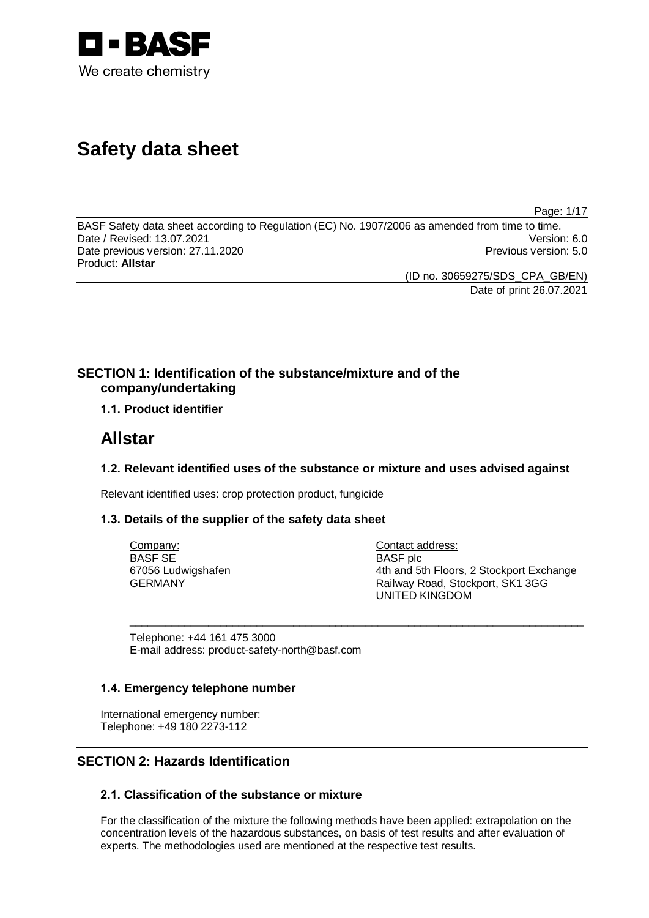BASF

We create chemistry

# Safety data sheet

BASF Safety data sheet according to Regulation (EC) No. 1907/2006 as amended from time to time.
Date / Revised: 13.07.2021 Version: 6.0
Date previous version: 27.11.2020 Previous version: 5.0
Product: **Allstar**

(ID no. 30659275/SDS_CPA_GB/EN)
Date of print 26.07.2021

## SECTION 1: Identification of the substance/mixture and of the company/undertaking

### 1.1. Product identifier

# Allstar

### 1.2. Relevant identified uses of the substance or mixture and uses advised against

Relevant identified uses: crop protection product, fungicide

### 1.3. Details of the supplier of the safety data sheet

Company:
BASF SE
67056 Ludwigshafen
GERMANY

Contact address:
BASF plc
4th and 5th Floors, 2 Stockport Exchange
Railway Road, Stockport, SK1 3GG
UNITED KINGDOM

Telephone: +44 161 475 3000
E-mail address: product-safety-north@basf.com

### 1.4. Emergency telephone number

International emergency number:
Telephone: +49 180 2273-112

## SECTION 2: Hazards Identification

### 2.1. Classification of the substance or mixture

For the classification of the mixture the following methods have been applied: extrapolation on the concentration levels of the hazardous substances, on basis of test results and after evaluation of experts. The methodologies used are mentioned at the respective test results.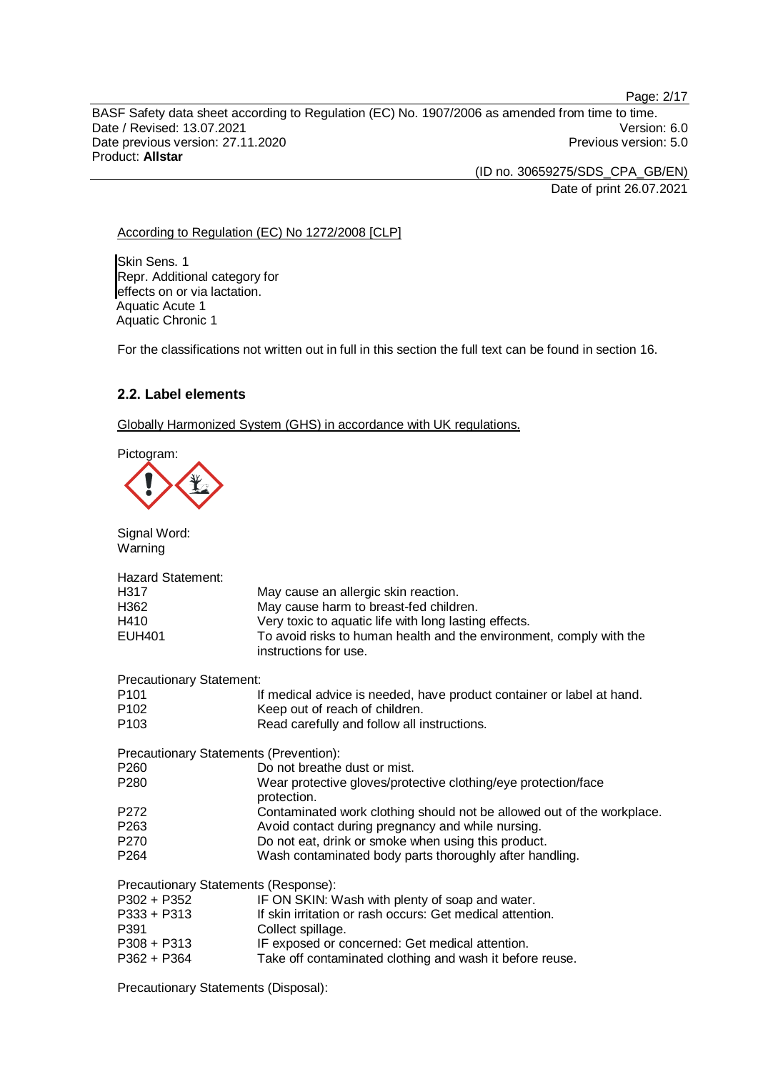According to Regulation (EC) No 1272/2008 [CLP]

Skin Sens. 1
Repr. Additional category for effects on or via lactation.
Aquatic Acute 1
Aquatic Chronic 1

For the classifications not written out in full in this section the full text can be found in section 16.

### 2.2. Label elements

Globally Harmonized System (GHS) in accordance with UK regulations.

Pictogram:

Signal Word:
Warning

Hazard Statement:

| | |
|---|---|
| H317 | May cause an allergic skin reaction. |
| H362 | May cause harm to breast-fed children. |
| H410 | Very toxic to aquatic life with long lasting effects. |
| EUH401 | To avoid risks to human health and the environment, comply with the instructions for use. |

Precautionary Statement:

| | |
|---|---|
| P101 | If medical advice is needed, have product container or label at hand. |
| P102 | Keep out of reach of children. |
| P103 | Read carefully and follow all instructions. |

Precautionary Statements (Prevention):

| | |
|---|---|
| P260 | Do not breathe dust or mist. |
| P280 | Wear protective gloves/protective clothing/eye protection/face protection. |
| P272 | Contaminated work clothing should not be allowed out of the workplace. |
| P263 | Avoid contact during pregnancy and while nursing. |
| P270 | Do not eat, drink or smoke when using this product. |
| P264 | Wash contaminated body parts thoroughly after handling. |

Precautionary Statements (Response):

| | |
|---|---|
| P302 + P352 | IF ON SKIN: Wash with plenty of soap and water. |
| P333 + P313 | If skin irritation or rash occurs: Get medical attention. |
| P391 | Collect spillage. |
| P308 + P313 | IF exposed or concerned: Get medical attention. |
| P362 + P364 | Take off contaminated clothing and wash it before reuse. |

Precautionary Statements (Disposal):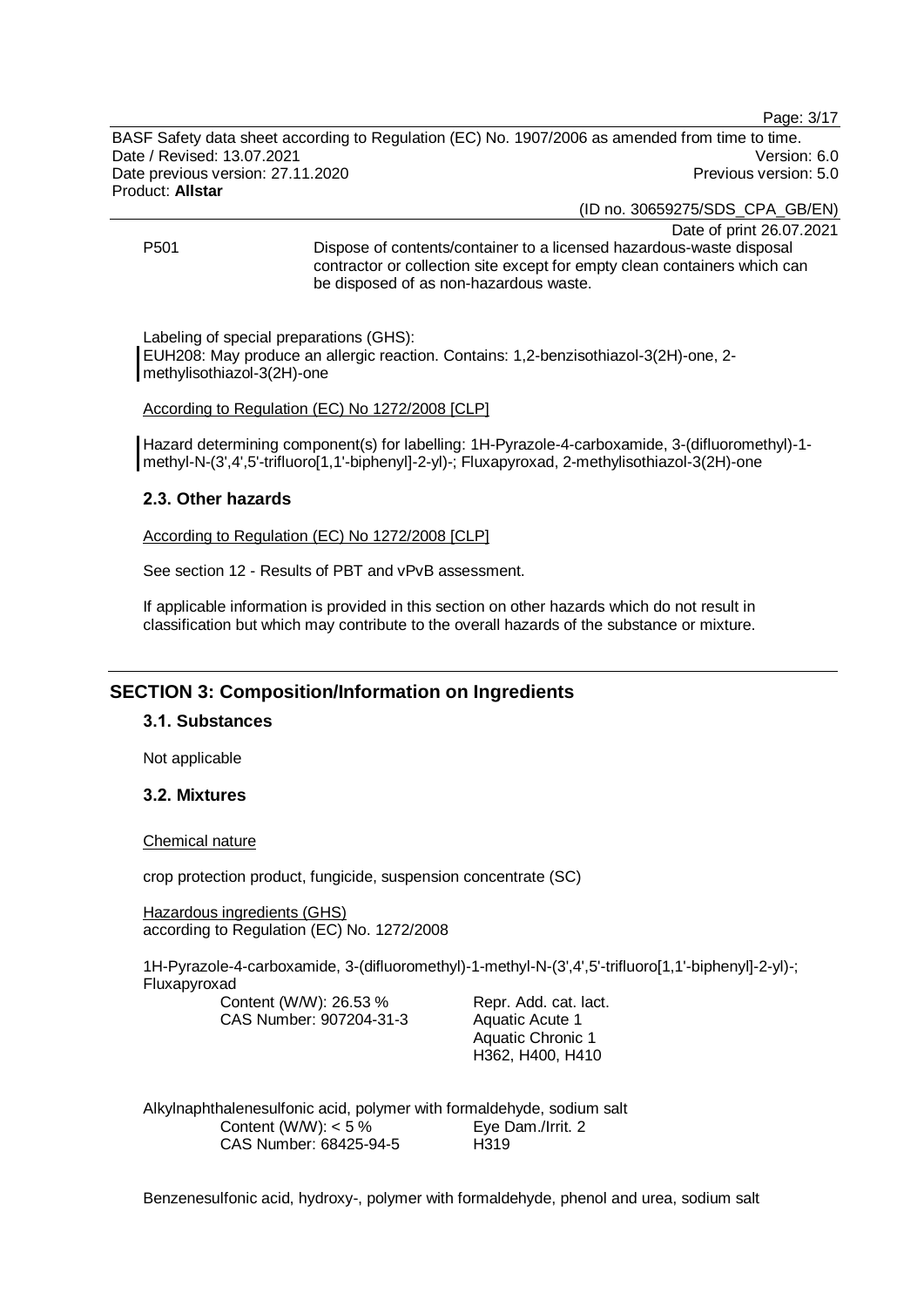P501 Dispose of contents/container to a licensed hazardous-waste disposal contractor or collection site except for empty clean containers which can be disposed of as non-hazardous waste.

Labeling of special preparations (GHS):
EUH208: May produce an allergic reaction. Contains: 1,2-benzisothiazol-3(2H)-one, 2-methylisothiazol-3(2H)-one

According to Regulation (EC) No 1272/2008 [CLP]

Hazard determining component(s) for labelling: 1H-Pyrazole-4-carboxamide, 3-(difluoromethyl)-1-methyl-N-(3',4',5'-trifluoro[1,1'-biphenyl]-2-yl)-; Fluxapyroxad, 2-methylisothiazol-3(2H)-one

### 2.3. Other hazards

According to Regulation (EC) No 1272/2008 [CLP]

See section 12 - Results of PBT and vPvB assessment.

If applicable information is provided in this section on other hazards which do not result in classification but which may contribute to the overall hazards of the substance or mixture.

## SECTION 3: Composition/Information on Ingredients

### 3.1. Substances

Not applicable

### 3.2. Mixtures

Chemical nature

crop protection product, fungicide, suspension concentrate (SC)

Hazardous ingredients (GHS)
according to Regulation (EC) No. 1272/2008

1H-Pyrazole-4-carboxamide, 3-(difluoromethyl)-1-methyl-N-(3',4',5'-trifluoro[1,1'-biphenyl]-2-yl)-; Fluxapyroxad

Content (W/W): 26.53 %
CAS Number: 907204-31-3

Repr. Add. cat. lact.
Aquatic Acute 1
Aquatic Chronic 1
H362, H400, H410

Alkylnaphthalenesulfonic acid, polymer with formaldehyde, sodium salt

Content (W/W): < 5 %
CAS Number: 68425-94-5

Eye Dam./Irrit. 2
H319

Benzenesulfonic acid, hydroxy-, polymer with formaldehyde, phenol and urea, sodium salt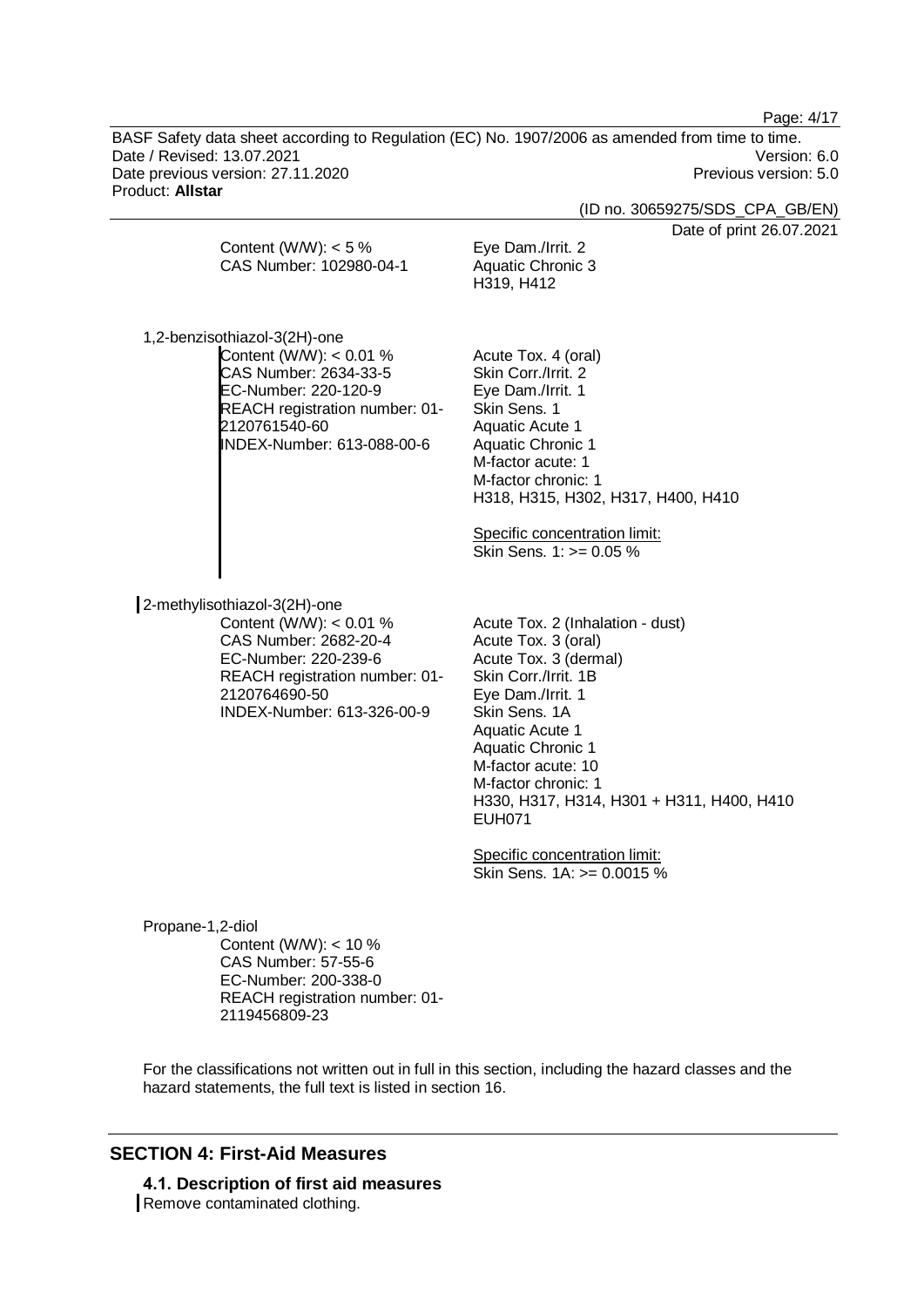Content (W/W): < 5 %
CAS Number: 102980-04-1

Eye Dam./Irrit. 2
Aquatic Chronic 3
H319, H412

1,2-benzisothiazol-3(2H)-one

Content (W/W): < 0.01 %
CAS Number: 2634-33-5
EC-Number: 220-120-9
REACH registration number: 01-2120761540-60
INDEX-Number: 613-088-00-6

Acute Tox. 4 (oral)
Skin Corr./Irrit. 2
Eye Dam./Irrit. 1
Skin Sens. 1
Aquatic Acute 1
Aquatic Chronic 1
M-factor acute: 1
M-factor chronic: 1
H318, H315, H302, H317, H400, H410

Specific concentration limit:
Skin Sens. 1: >= 0.05 %

2-methylisothiazol-3(2H)-one

Content (W/W): < 0.01 %
CAS Number: 2682-20-4
EC-Number: 220-239-6
REACH registration number: 01-2120764690-50
INDEX-Number: 613-326-00-9

Acute Tox. 2 (Inhalation - dust)
Acute Tox. 3 (oral)
Acute Tox. 3 (dermal)
Skin Corr./Irrit. 1B
Eye Dam./Irrit. 1
Skin Sens. 1A
Aquatic Acute 1
Aquatic Chronic 1
M-factor acute: 10
M-factor chronic: 1
H330, H317, H314, H301 + H311, H400, H410
EUH071

Specific concentration limit:
Skin Sens. 1A: >= 0.0015 %

Propane-1,2-diol

Content (W/W): < 10 %
CAS Number: 57-55-6
EC-Number: 200-338-0
REACH registration number: 01-2119456809-23

For the classifications not written out in full in this section, including the hazard classes and the hazard statements, the full text is listed in section 16.

## SECTION 4: First-Aid Measures

### 4.1. Description of first aid measures

Remove contaminated clothing.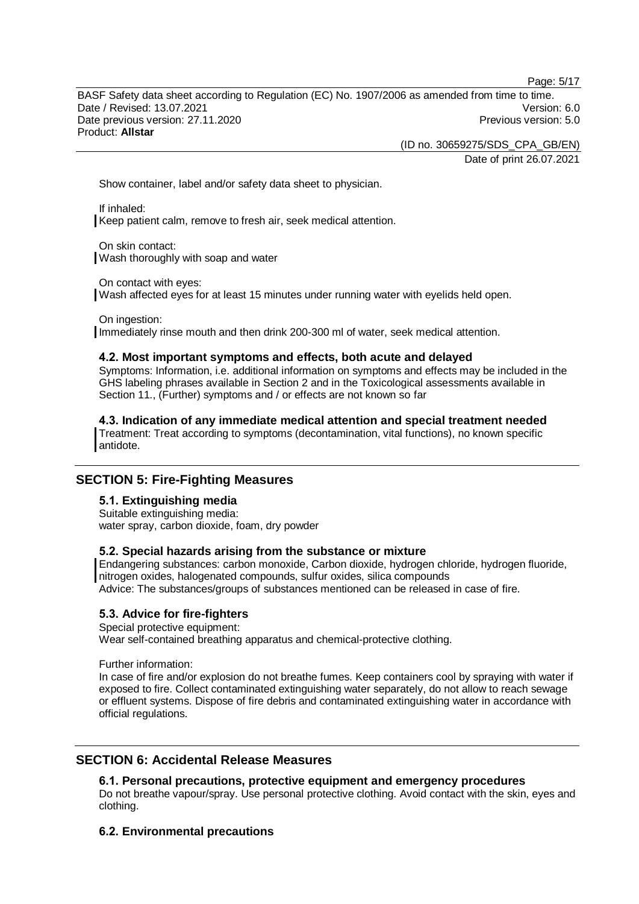Show container, label and/or safety data sheet to physician.

If inhaled:
Keep patient calm, remove to fresh air, seek medical attention.

On skin contact:
Wash thoroughly with soap and water

On contact with eyes:
Wash affected eyes for at least 15 minutes under running water with eyelids held open.

On ingestion:
Immediately rinse mouth and then drink 200-300 ml of water, seek medical attention.

### 4.2. Most important symptoms and effects, both acute and delayed

Symptoms: Information, i.e. additional information on symptoms and effects may be included in the GHS labeling phrases available in Section 2 and in the Toxicological assessments available in Section 11., (Further) symptoms and / or effects are not known so far

### 4.3. Indication of any immediate medical attention and special treatment needed

Treatment: Treat according to symptoms (decontamination, vital functions), no known specific antidote.

## SECTION 5: Fire-Fighting Measures

### 5.1. Extinguishing media

Suitable extinguishing media:
water spray, carbon dioxide, foam, dry powder

### 5.2. Special hazards arising from the substance or mixture

Endangering substances: carbon monoxide, Carbon dioxide, hydrogen chloride, hydrogen fluoride, nitrogen oxides, halogenated compounds, sulfur oxides, silica compounds
Advice: The substances/groups of substances mentioned can be released in case of fire.

### 5.3. Advice for fire-fighters

Special protective equipment:
Wear self-contained breathing apparatus and chemical-protective clothing.

Further information:
In case of fire and/or explosion do not breathe fumes. Keep containers cool by spraying with water if exposed to fire. Collect contaminated extinguishing water separately, do not allow to reach sewage or effluent systems. Dispose of fire debris and contaminated extinguishing water in accordance with official regulations.

## SECTION 6: Accidental Release Measures

### 6.1. Personal precautions, protective equipment and emergency procedures

Do not breathe vapour/spray. Use personal protective clothing. Avoid contact with the skin, eyes and clothing.

### 6.2. Environmental precautions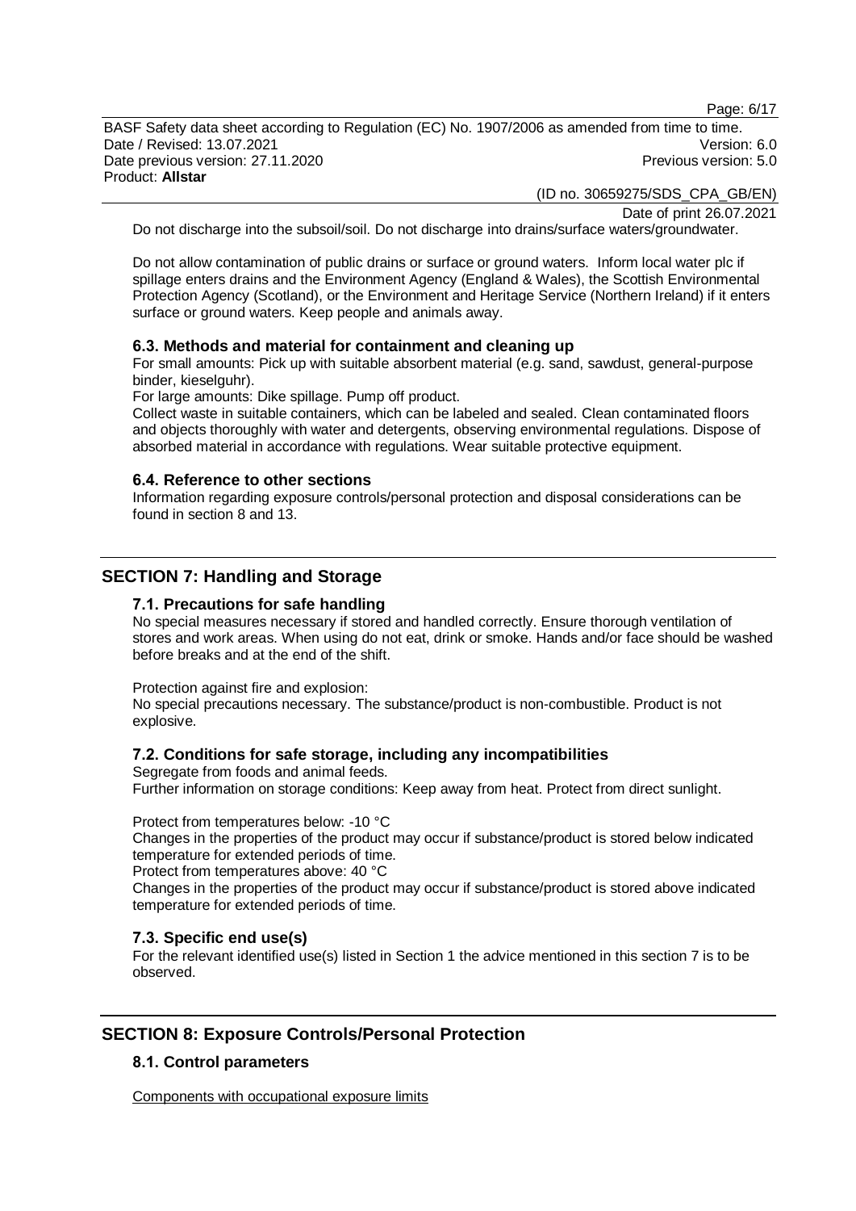Do not discharge into the subsoil/soil. Do not discharge into drains/surface waters/groundwater.

Do not allow contamination of public drains or surface or ground waters. Inform local water plc if spillage enters drains and the Environment Agency (England & Wales), the Scottish Environmental Protection Agency (Scotland), or the Environment and Heritage Service (Northern Ireland) if it enters surface or ground waters. Keep people and animals away.

### 6.3. Methods and material for containment and cleaning up

For small amounts: Pick up with suitable absorbent material (e.g. sand, sawdust, general-purpose binder, kieselguhr).
For large amounts: Dike spillage. Pump off product.
Collect waste in suitable containers, which can be labeled and sealed. Clean contaminated floors and objects thoroughly with water and detergents, observing environmental regulations. Dispose of absorbed material in accordance with regulations. Wear suitable protective equipment.

### 6.4. Reference to other sections

Information regarding exposure controls/personal protection and disposal considerations can be found in section 8 and 13.

## SECTION 7: Handling and Storage

### 7.1. Precautions for safe handling

No special measures necessary if stored and handled correctly. Ensure thorough ventilation of stores and work areas. When using do not eat, drink or smoke. Hands and/or face should be washed before breaks and at the end of the shift.

Protection against fire and explosion:
No special precautions necessary. The substance/product is non-combustible. Product is not explosive.

### 7.2. Conditions for safe storage, including any incompatibilities

Segregate from foods and animal feeds.
Further information on storage conditions: Keep away from heat. Protect from direct sunlight.

Protect from temperatures below: -10 °C
Changes in the properties of the product may occur if substance/product is stored below indicated temperature for extended periods of time.
Protect from temperatures above: 40 °C
Changes in the properties of the product may occur if substance/product is stored above indicated temperature for extended periods of time.

### 7.3. Specific end use(s)

For the relevant identified use(s) listed in Section 1 the advice mentioned in this section 7 is to be observed.

## SECTION 8: Exposure Controls/Personal Protection

### 8.1. Control parameters

Components with occupational exposure limits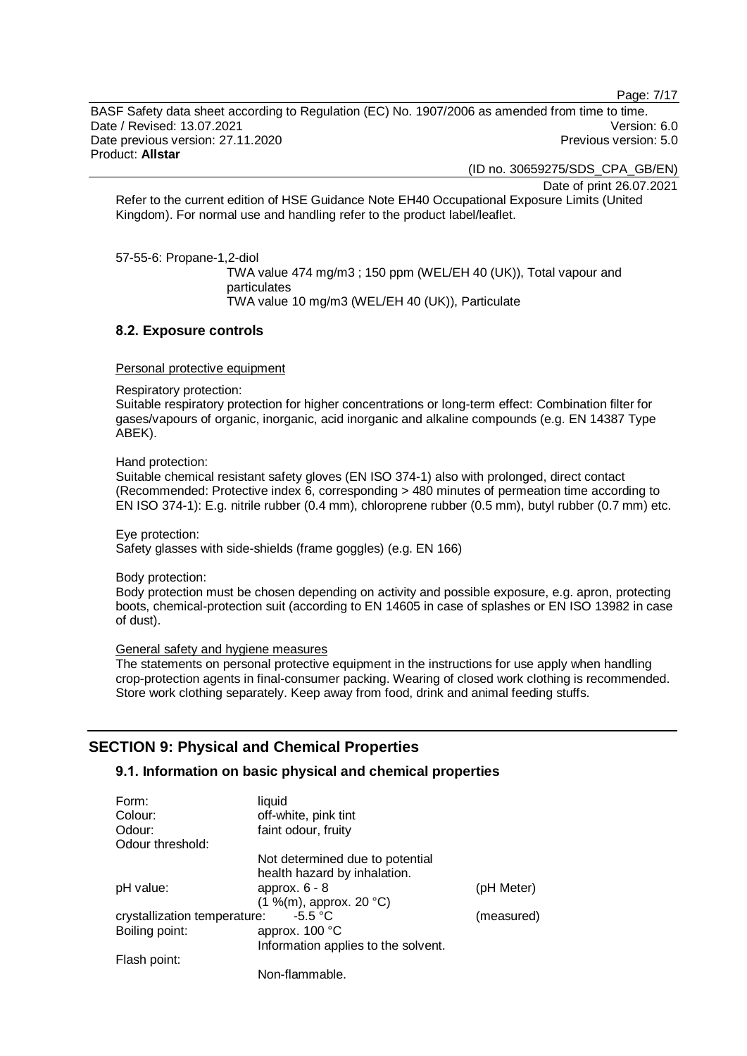Refer to the current edition of HSE Guidance Note EH40 Occupational Exposure Limits (United Kingdom). For normal use and handling refer to the product label/leaflet.

57-55-6: Propane-1,2-diol

TWA value 474 mg/m3 ; 150 ppm (WEL/EH 40 (UK)), Total vapour and particulates
TWA value 10 mg/m3 (WEL/EH 40 (UK)), Particulate

### 8.2. Exposure controls

Personal protective equipment

Respiratory protection:
Suitable respiratory protection for higher concentrations or long-term effect: Combination filter for gases/vapours of organic, inorganic, acid inorganic and alkaline compounds (e.g. EN 14387 Type ABEK).

Hand protection:
Suitable chemical resistant safety gloves (EN ISO 374-1) also with prolonged, direct contact (Recommended: Protective index 6, corresponding > 480 minutes of permeation time according to EN ISO 374-1): E.g. nitrile rubber (0.4 mm), chloroprene rubber (0.5 mm), butyl rubber (0.7 mm) etc.

Eye protection:
Safety glasses with side-shields (frame goggles) (e.g. EN 166)

Body protection:
Body protection must be chosen depending on activity and possible exposure, e.g. apron, protecting boots, chemical-protection suit (according to EN 14605 in case of splashes or EN ISO 13982 in case of dust).

General safety and hygiene measures
The statements on personal protective equipment in the instructions for use apply when handling crop-protection agents in final-consumer packing. Wearing of closed work clothing is recommended. Store work clothing separately. Keep away from food, drink and animal feeding stuffs.

## SECTION 9: Physical and Chemical Properties

### 9.1. Information on basic physical and chemical properties

| | | |
|---|---|---|
| Form: | liquid | |
| Colour: | off-white, pink tint | |
| Odour: | faint odour, fruity | |
| Odour threshold: | Not determined due to potential health hazard by inhalation. | |
| pH value: | approx. 6 - 8 (1 %(m), approx. 20 °C) | (pH Meter) |
| crystallization temperature: | -5.5 °C | (measured) |
| Boiling point: | approx. 100 °C Information applies to the solvent. | |
| Flash point: | Non-flammable. | |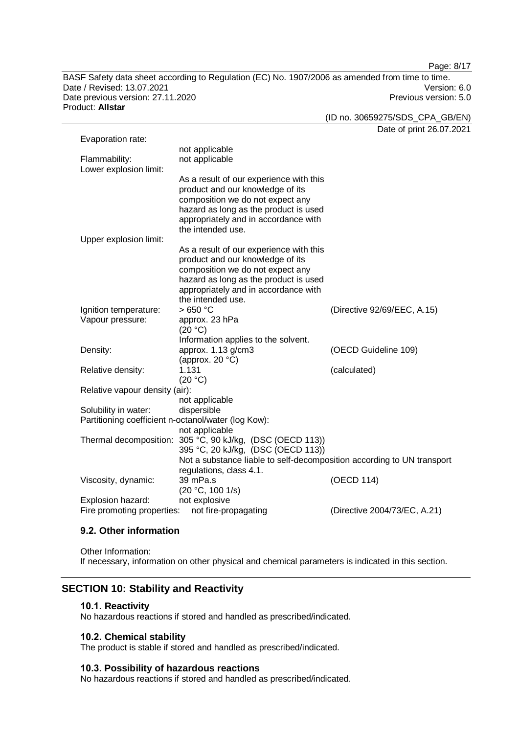| Property | Value | Method |
|---|---|---|
| Evaporation rate: | not applicable | |
| Flammability: | not applicable | |
| Lower explosion limit: | As a result of our experience with this product and our knowledge of its composition we do not expect any hazard as long as the product is used appropriately and in accordance with the intended use. | |
| Upper explosion limit: | As a result of our experience with this product and our knowledge of its composition we do not expect any hazard as long as the product is used appropriately and in accordance with the intended use. | |
| Ignition temperature: | > 650 °C | (Directive 92/69/EEC, A.15) |
| Vapour pressure: | approx. 23 hPa (20 °C) Information applies to the solvent. | |
| Density: | approx. 1.13 g/cm3 (approx. 20 °C) | (OECD Guideline 109) |
| Relative density: | 1.131 (20 °C) | (calculated) |
| Relative vapour density (air): | not applicable | |
| Solubility in water: | dispersible | |
| Partitioning coefficient n-octanol/water (log Kow): | not applicable | |
| Thermal decomposition: | 305 °C, 90 kJ/kg, (DSC (OECD 113)) 395 °C, 20 kJ/kg, (DSC (OECD 113)) Not a substance liable to self-decomposition according to UN transport regulations, class 4.1. | |
| Viscosity, dynamic: | 39 mPa.s (20 °C, 100 1/s) | (OECD 114) |
| Explosion hazard: | not explosive | |
| Fire promoting properties: | not fire-propagating | (Directive 2004/73/EC, A.21) |

### 9.2. Other information

Other Information:
If necessary, information on other physical and chemical parameters is indicated in this section.

## SECTION 10: Stability and Reactivity

### 10.1. Reactivity

No hazardous reactions if stored and handled as prescribed/indicated.

### 10.2. Chemical stability

The product is stable if stored and handled as prescribed/indicated.

### 10.3. Possibility of hazardous reactions

No hazardous reactions if stored and handled as prescribed/indicated.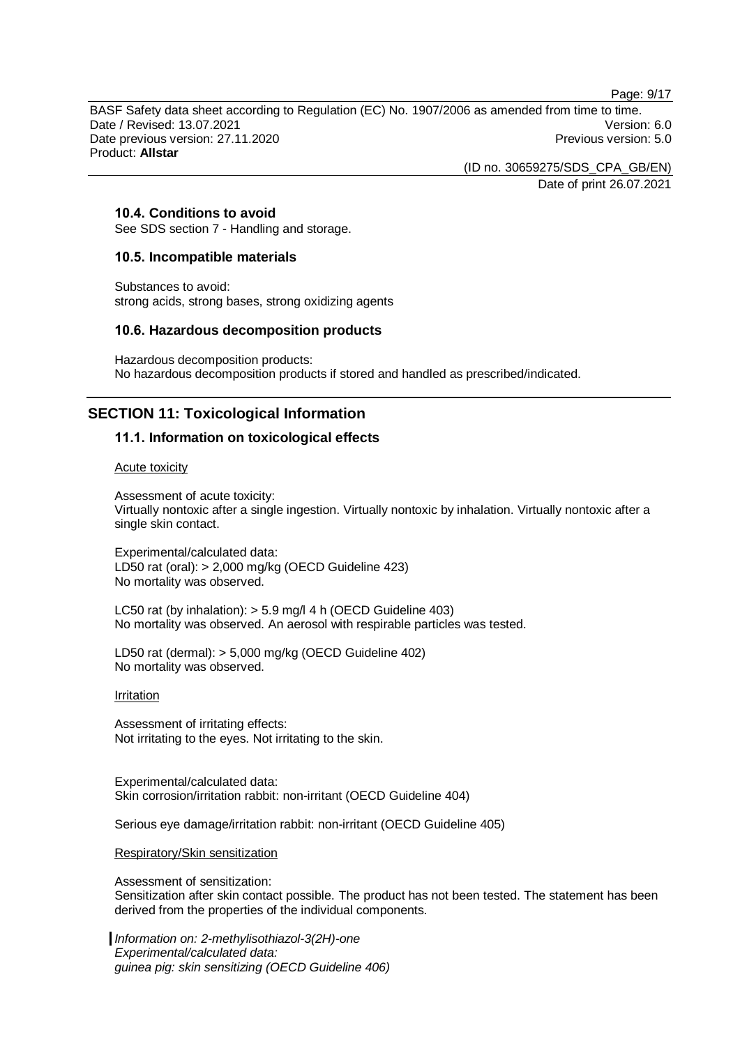### 10.4. Conditions to avoid

See SDS section 7 - Handling and storage.

### 10.5. Incompatible materials

Substances to avoid:
strong acids, strong bases, strong oxidizing agents

### 10.6. Hazardous decomposition products

Hazardous decomposition products:
No hazardous decomposition products if stored and handled as prescribed/indicated.

## SECTION 11: Toxicological Information

### 11.1. Information on toxicological effects

Acute toxicity

Assessment of acute toxicity:
Virtually nontoxic after a single ingestion. Virtually nontoxic by inhalation. Virtually nontoxic after a single skin contact.

Experimental/calculated data:
LD50 rat (oral): > 2,000 mg/kg (OECD Guideline 423)
No mortality was observed.

LC50 rat (by inhalation): > 5.9 mg/l 4 h (OECD Guideline 403)
No mortality was observed. An aerosol with respirable particles was tested.

LD50 rat (dermal): > 5,000 mg/kg (OECD Guideline 402)
No mortality was observed.

Irritation

Assessment of irritating effects:
Not irritating to the eyes. Not irritating to the skin.

Experimental/calculated data:
Skin corrosion/irritation rabbit: non-irritant (OECD Guideline 404)

Serious eye damage/irritation rabbit: non-irritant (OECD Guideline 405)

Respiratory/Skin sensitization

Assessment of sensitization:
Sensitization after skin contact possible. The product has not been tested. The statement has been derived from the properties of the individual components.

*Information on: 2-methylisothiazol-3(2H)-one*
*Experimental/calculated data:*
*guinea pig: skin sensitizing (OECD Guideline 406)*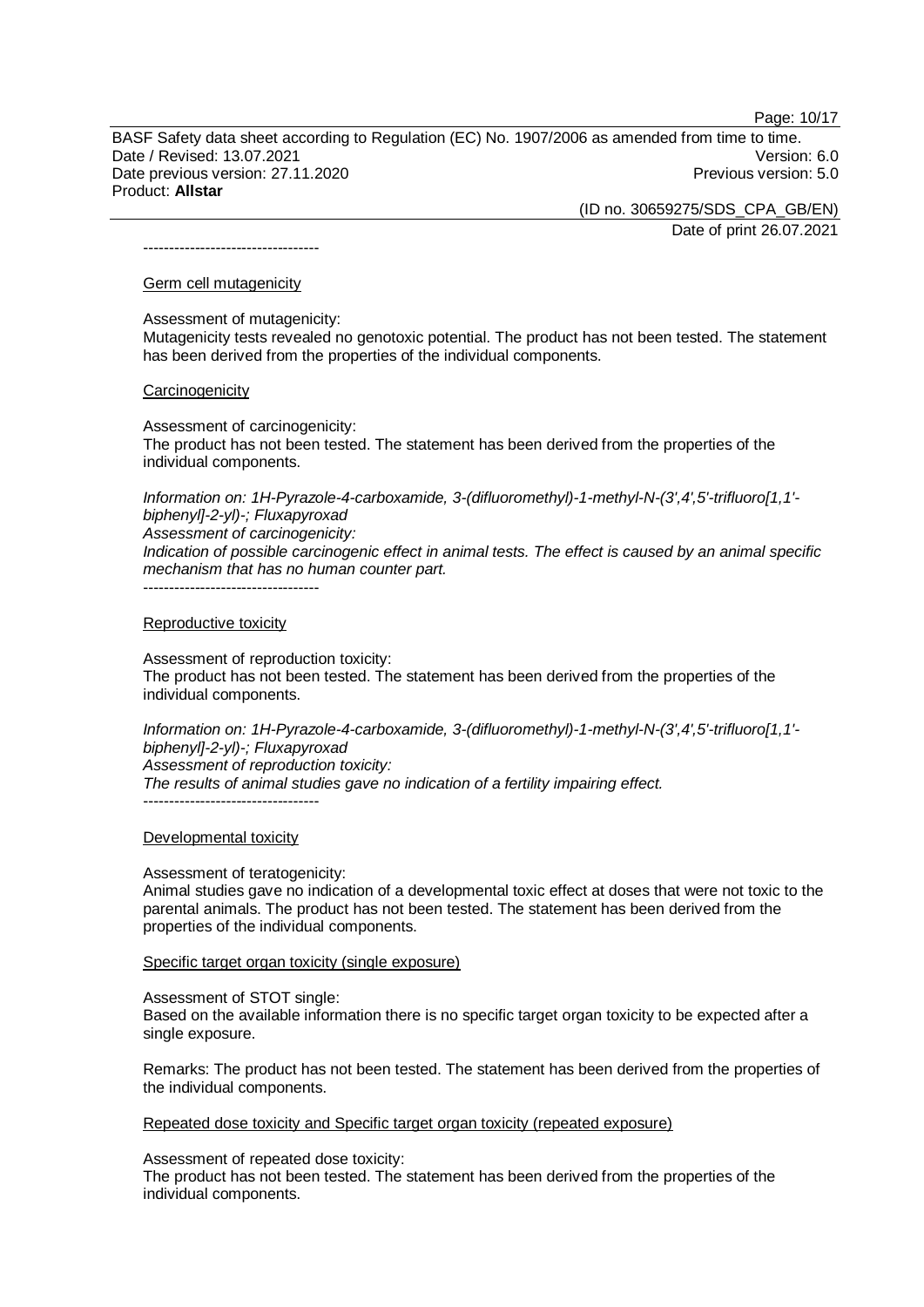----------------------------------

Germ cell mutagenicity

Assessment of mutagenicity:
Mutagenicity tests revealed no genotoxic potential. The product has not been tested. The statement has been derived from the properties of the individual components.

Carcinogenicity

Assessment of carcinogenicity:
The product has not been tested. The statement has been derived from the properties of the individual components.

*Information on: 1H-Pyrazole-4-carboxamide, 3-(difluoromethyl)-1-methyl-N-(3',4',5'-trifluoro[1,1'-biphenyl]-2-yl)-; Fluxapyroxad*
*Assessment of carcinogenicity:*
*Indication of possible carcinogenic effect in animal tests. The effect is caused by an animal specific mechanism that has no human counter part.*

----------------------------------

Reproductive toxicity

Assessment of reproduction toxicity:
The product has not been tested. The statement has been derived from the properties of the individual components.

*Information on: 1H-Pyrazole-4-carboxamide, 3-(difluoromethyl)-1-methyl-N-(3',4',5'-trifluoro[1,1'-biphenyl]-2-yl)-; Fluxapyroxad*
*Assessment of reproduction toxicity:*
*The results of animal studies gave no indication of a fertility impairing effect.*

----------------------------------

Developmental toxicity

Assessment of teratogenicity:
Animal studies gave no indication of a developmental toxic effect at doses that were not toxic to the parental animals. The product has not been tested. The statement has been derived from the properties of the individual components.

Specific target organ toxicity (single exposure)

Assessment of STOT single:
Based on the available information there is no specific target organ toxicity to be expected after a single exposure.

Remarks: The product has not been tested. The statement has been derived from the properties of the individual components.

Repeated dose toxicity and Specific target organ toxicity (repeated exposure)

Assessment of repeated dose toxicity:
The product has not been tested. The statement has been derived from the properties of the individual components.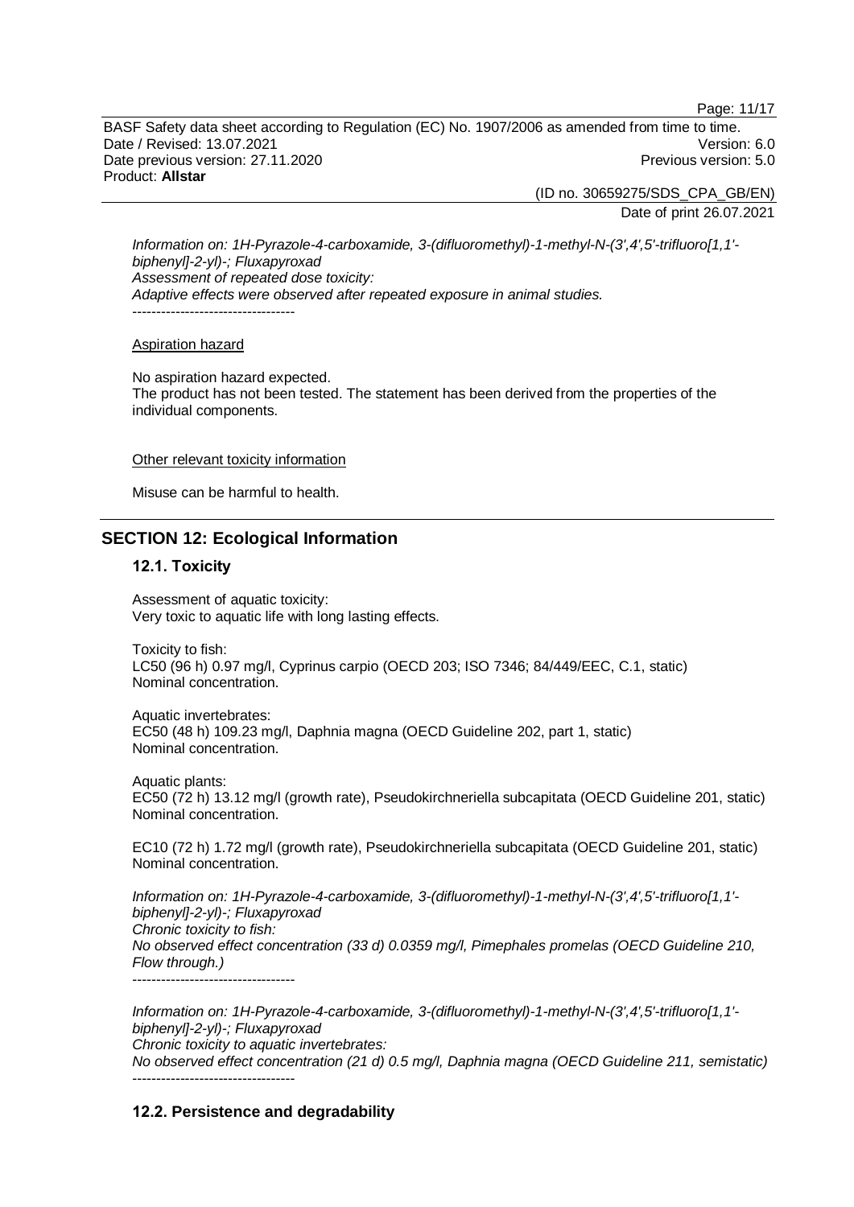*Information on: 1H-Pyrazole-4-carboxamide, 3-(difluoromethyl)-1-methyl-N-(3',4',5'-trifluoro[1,1'-biphenyl]-2-yl)-; Fluxapyroxad*
*Assessment of repeated dose toxicity:*
*Adaptive effects were observed after repeated exposure in animal studies.*
----------------------------------

Aspiration hazard

No aspiration hazard expected.
The product has not been tested. The statement has been derived from the properties of the individual components.

Other relevant toxicity information

Misuse can be harmful to health.

## SECTION 12: Ecological Information

### 12.1. Toxicity

Assessment of aquatic toxicity:
Very toxic to aquatic life with long lasting effects.

Toxicity to fish:
LC50 (96 h) 0.97 mg/l, Cyprinus carpio (OECD 203; ISO 7346; 84/449/EEC, C.1, static)
Nominal concentration.

Aquatic invertebrates:
EC50 (48 h) 109.23 mg/l, Daphnia magna (OECD Guideline 202, part 1, static)
Nominal concentration.

Aquatic plants:
EC50 (72 h) 13.12 mg/l (growth rate), Pseudokirchneriella subcapitata (OECD Guideline 201, static)
Nominal concentration.

EC10 (72 h) 1.72 mg/l (growth rate), Pseudokirchneriella subcapitata (OECD Guideline 201, static)
Nominal concentration.

*Information on: 1H-Pyrazole-4-carboxamide, 3-(difluoromethyl)-1-methyl-N-(3',4',5'-trifluoro[1,1'-biphenyl]-2-yl)-; Fluxapyroxad*
*Chronic toxicity to fish:*
*No observed effect concentration (33 d) 0.0359 mg/l, Pimephales promelas (OECD Guideline 210, Flow through.)*
----------------------------------

*Information on: 1H-Pyrazole-4-carboxamide, 3-(difluoromethyl)-1-methyl-N-(3',4',5'-trifluoro[1,1'-biphenyl]-2-yl)-; Fluxapyroxad*
*Chronic toxicity to aquatic invertebrates:*
*No observed effect concentration (21 d) 0.5 mg/l, Daphnia magna (OECD Guideline 211, semistatic)*
----------------------------------

### 12.2. Persistence and degradability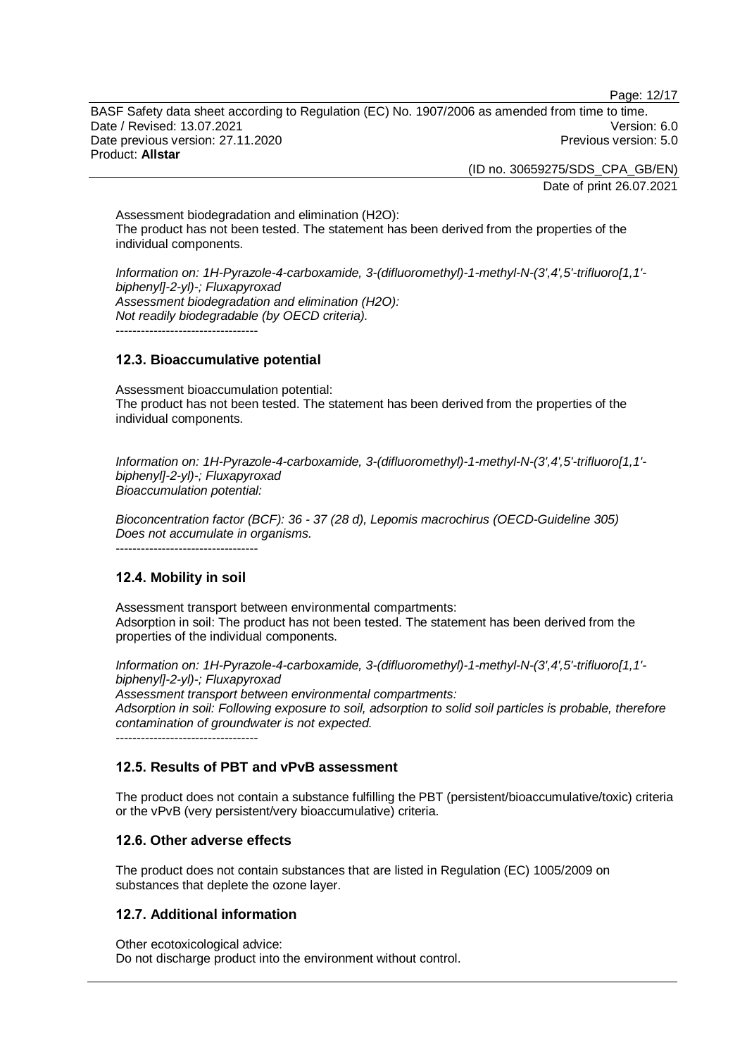Assessment biodegradation and elimination ($H_2O$):
The product has not been tested. The statement has been derived from the properties of the individual components.

*Information on: 1H-Pyrazole-4-carboxamide, 3-(difluoromethyl)-1-methyl-N-(3',4',5'-trifluoro[1,1'-biphenyl]-2-yl)-; Fluxapyroxad*
*Assessment biodegradation and elimination ($H_2O$):*
*Not readily biodegradable (by OECD criteria).*
----------------------------------

## 12.3. Bioaccumulative potential

Assessment bioaccumulation potential:
The product has not been tested. The statement has been derived from the properties of the individual components.

*Information on: 1H-Pyrazole-4-carboxamide, 3-(difluoromethyl)-1-methyl-N-(3',4',5'-trifluoro[1,1'-biphenyl]-2-yl)-; Fluxapyroxad*
*Bioaccumulation potential:*

*Bioconcentration factor (BCF): 36 - 37 (28 d), Lepomis macrochirus (OECD-Guideline 305)*
*Does not accumulate in organisms.*
----------------------------------

## 12.4. Mobility in soil

Assessment transport between environmental compartments:
Adsorption in soil: The product has not been tested. The statement has been derived from the properties of the individual components.

*Information on: 1H-Pyrazole-4-carboxamide, 3-(difluoromethyl)-1-methyl-N-(3',4',5'-trifluoro[1,1'-biphenyl]-2-yl)-; Fluxapyroxad*
*Assessment transport between environmental compartments:*
*Adsorption in soil: Following exposure to soil, adsorption to solid soil particles is probable, therefore contamination of groundwater is not expected.*
----------------------------------

## 12.5. Results of PBT and vPvB assessment

The product does not contain a substance fulfilling the PBT (persistent/bioaccumulative/toxic) criteria or the vPvB (very persistent/very bioaccumulative) criteria.

## 12.6. Other adverse effects

The product does not contain substances that are listed in Regulation (EC) 1005/2009 on substances that deplete the ozone layer.

## 12.7. Additional information

Other ecotoxicological advice:
Do not discharge product into the environment without control.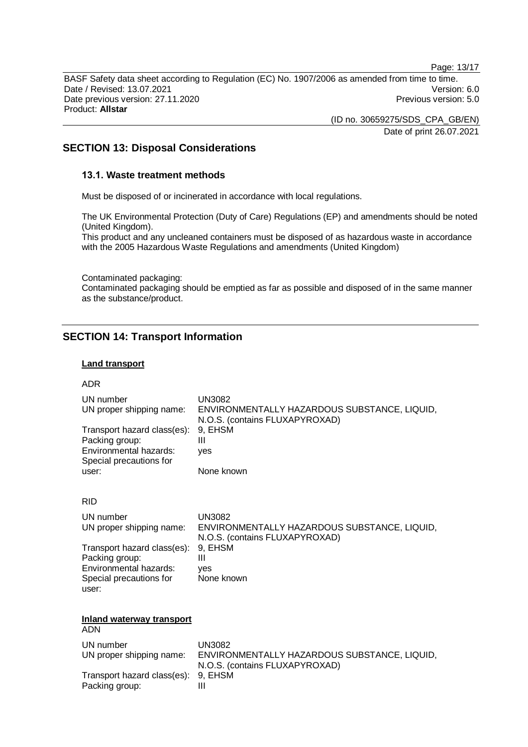## SECTION 13: Disposal Considerations

### 13.1. Waste treatment methods

Must be disposed of or incinerated in accordance with local regulations.

The UK Environmental Protection (Duty of Care) Regulations (EP) and amendments should be noted (United Kingdom).
This product and any uncleaned containers must be disposed of as hazardous waste in accordance with the 2005 Hazardous Waste Regulations and amendments (United Kingdom)

Contaminated packaging:
Contaminated packaging should be emptied as far as possible and disposed of in the same manner as the substance/product.

## SECTION 14: Transport Information

**Land transport**

ADR

| | |
|---|---|
| UN number | UN3082 |
| UN proper shipping name: | ENVIRONMENTALLY HAZARDOUS SUBSTANCE, LIQUID, N.O.S. (contains FLUXAPYROXAD) |
| Transport hazard class(es): | 9, EHSM |
| Packing group: | III |
| Environmental hazards: | yes |
| Special precautions for user: | None known |

RID

| | |
|---|---|
| UN number | UN3082 |
| UN proper shipping name: | ENVIRONMENTALLY HAZARDOUS SUBSTANCE, LIQUID, N.O.S. (contains FLUXAPYROXAD) |
| Transport hazard class(es): | 9, EHSM |
| Packing group: | III |
| Environmental hazards: | yes |
| Special precautions for user: | None known |

**Inland waterway transport**

ADN

| | |
|---|---|
| UN number | UN3082 |
| UN proper shipping name: | ENVIRONMENTALLY HAZARDOUS SUBSTANCE, LIQUID, N.O.S. (contains FLUXAPYROXAD) |
| Transport hazard class(es): | 9, EHSM |
| Packing group: | III |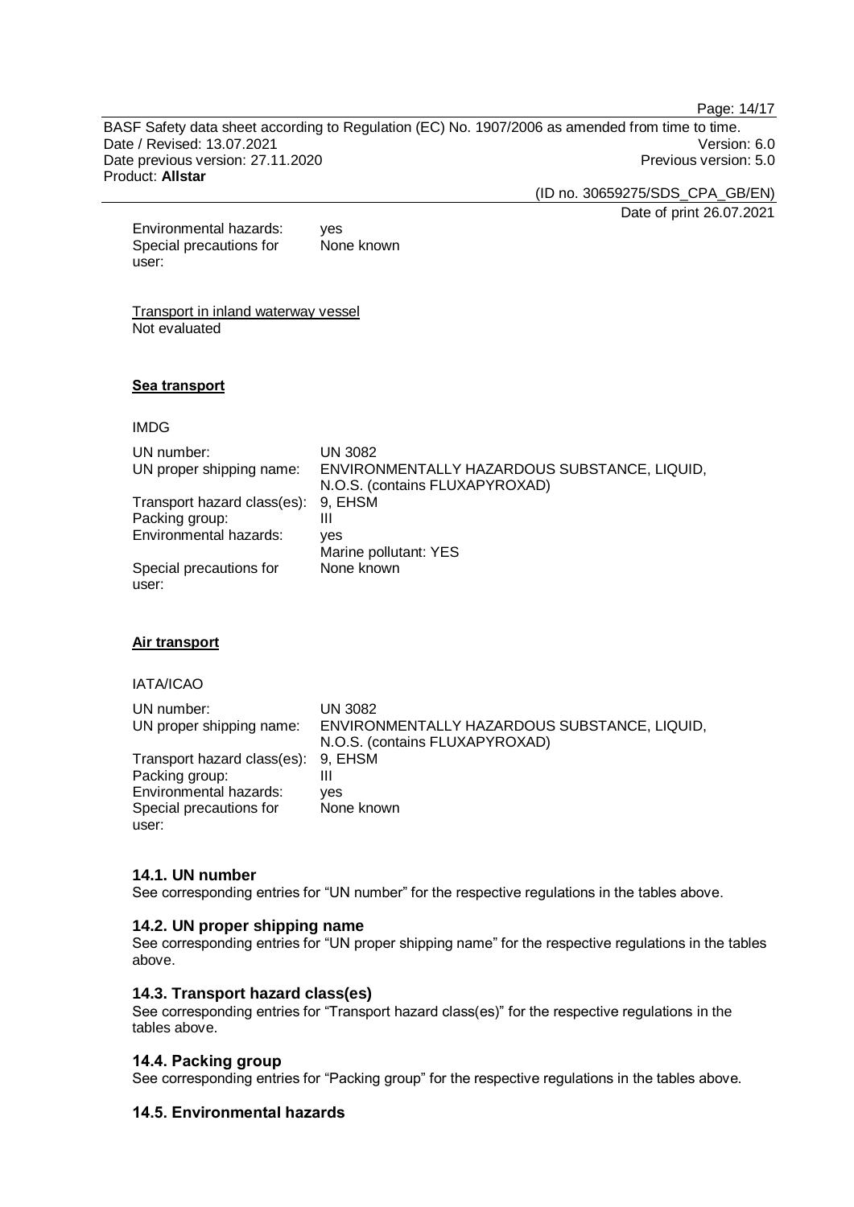| | |
|---|---|
| Environmental hazards: | yes |
| Special precautions for user: | None known |

Transport in inland waterway vessel
Not evaluated

**Sea transport**

IMDG

| | |
|---|---|
| UN number: | UN 3082 |
| UN proper shipping name: | ENVIRONMENTALLY HAZARDOUS SUBSTANCE, LIQUID, N.O.S. (contains FLUXAPYROXAD) |
| Transport hazard class(es): | 9, EHSM |
| Packing group: | III |
| Environmental hazards: | yes<br>Marine pollutant: YES |
| Special precautions for user: | None known |

**Air transport**

IATA/ICAO

| | |
|---|---|
| UN number: | UN 3082 |
| UN proper shipping name: | ENVIRONMENTALLY HAZARDOUS SUBSTANCE, LIQUID, N.O.S. (contains FLUXAPYROXAD) |
| Transport hazard class(es): | 9, EHSM |
| Packing group: | III |
| Environmental hazards: | yes |
| Special precautions for user: | None known |

### 14.1. UN number

See corresponding entries for "UN number" for the respective regulations in the tables above.

### 14.2. UN proper shipping name

See corresponding entries for "UN proper shipping name" for the respective regulations in the tables above.

### 14.3. Transport hazard class(es)

See corresponding entries for "Transport hazard class(es)" for the respective regulations in the tables above.

### 14.4. Packing group

See corresponding entries for "Packing group" for the respective regulations in the tables above.

### 14.5. Environmental hazards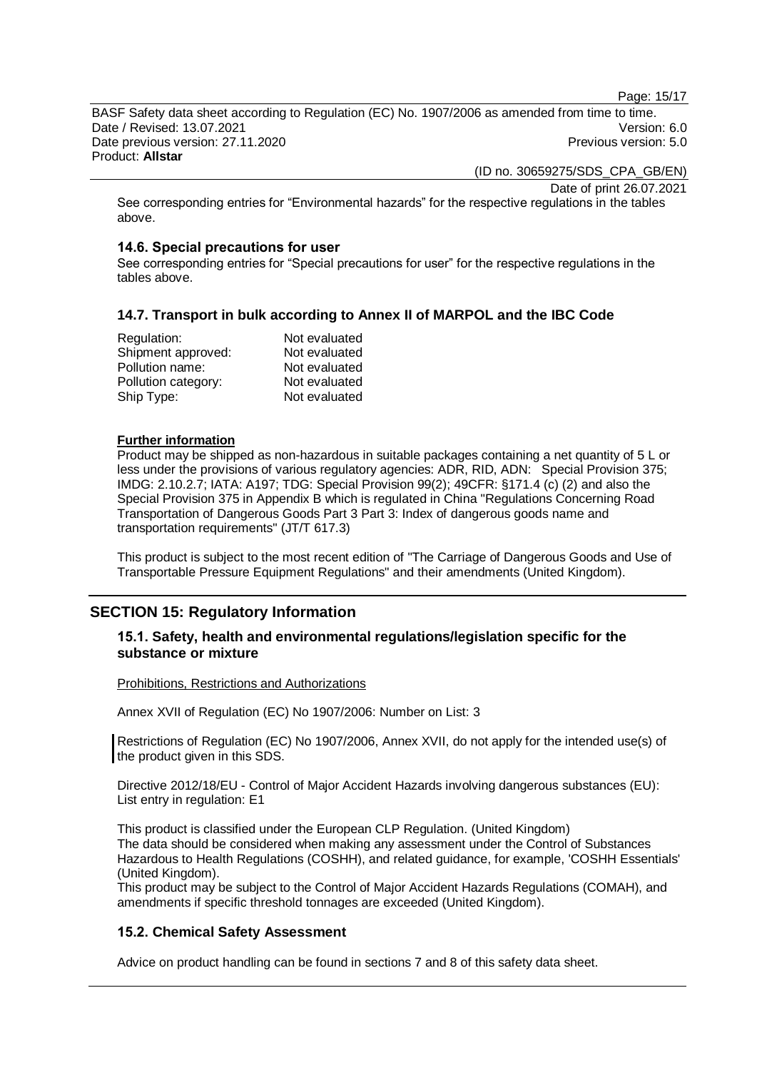See corresponding entries for “Environmental hazards” for the respective regulations in the tables above.

### 14.6. Special precautions for user

See corresponding entries for “Special precautions for user” for the respective regulations in the tables above.

### 14.7. Transport in bulk according to Annex II of MARPOL and the IBC Code

| | |
|---|---|
| Regulation: | Not evaluated |
| Shipment approved: | Not evaluated |
| Pollution name: | Not evaluated |
| Pollution category: | Not evaluated |
| Ship Type: | Not evaluated |

**Further information**

Product may be shipped as non-hazardous in suitable packages containing a net quantity of 5 L or less under the provisions of various regulatory agencies: ADR, RID, ADN: Special Provision 375; IMDG: 2.10.2.7; IATA: A197; TDG: Special Provision 99(2); 49CFR: §171.4 (c) (2) and also the Special Provision 375 in Appendix B which is regulated in China "Regulations Concerning Road Transportation of Dangerous Goods Part 3 Part 3: Index of dangerous goods name and transportation requirements" (JT/T 617.3)

This product is subject to the most recent edition of "The Carriage of Dangerous Goods and Use of Transportable Pressure Equipment Regulations" and their amendments (United Kingdom).

## SECTION 15: Regulatory Information

### 15.1. Safety, health and environmental regulations/legislation specific for the substance or mixture

Prohibitions, Restrictions and Authorizations

Annex XVII of Regulation (EC) No 1907/2006: Number on List: 3

Restrictions of Regulation (EC) No 1907/2006, Annex XVII, do not apply for the intended use(s) of the product given in this SDS.

Directive 2012/18/EU - Control of Major Accident Hazards involving dangerous substances (EU): List entry in regulation: E1

This product is classified under the European CLP Regulation. (United Kingdom)
The data should be considered when making any assessment under the Control of Substances Hazardous to Health Regulations (COSHH), and related guidance, for example, 'COSHH Essentials' (United Kingdom).
This product may be subject to the Control of Major Accident Hazards Regulations (COMAH), and amendments if specific threshold tonnages are exceeded (United Kingdom).

### 15.2. Chemical Safety Assessment

Advice on product handling can be found in sections 7 and 8 of this safety data sheet.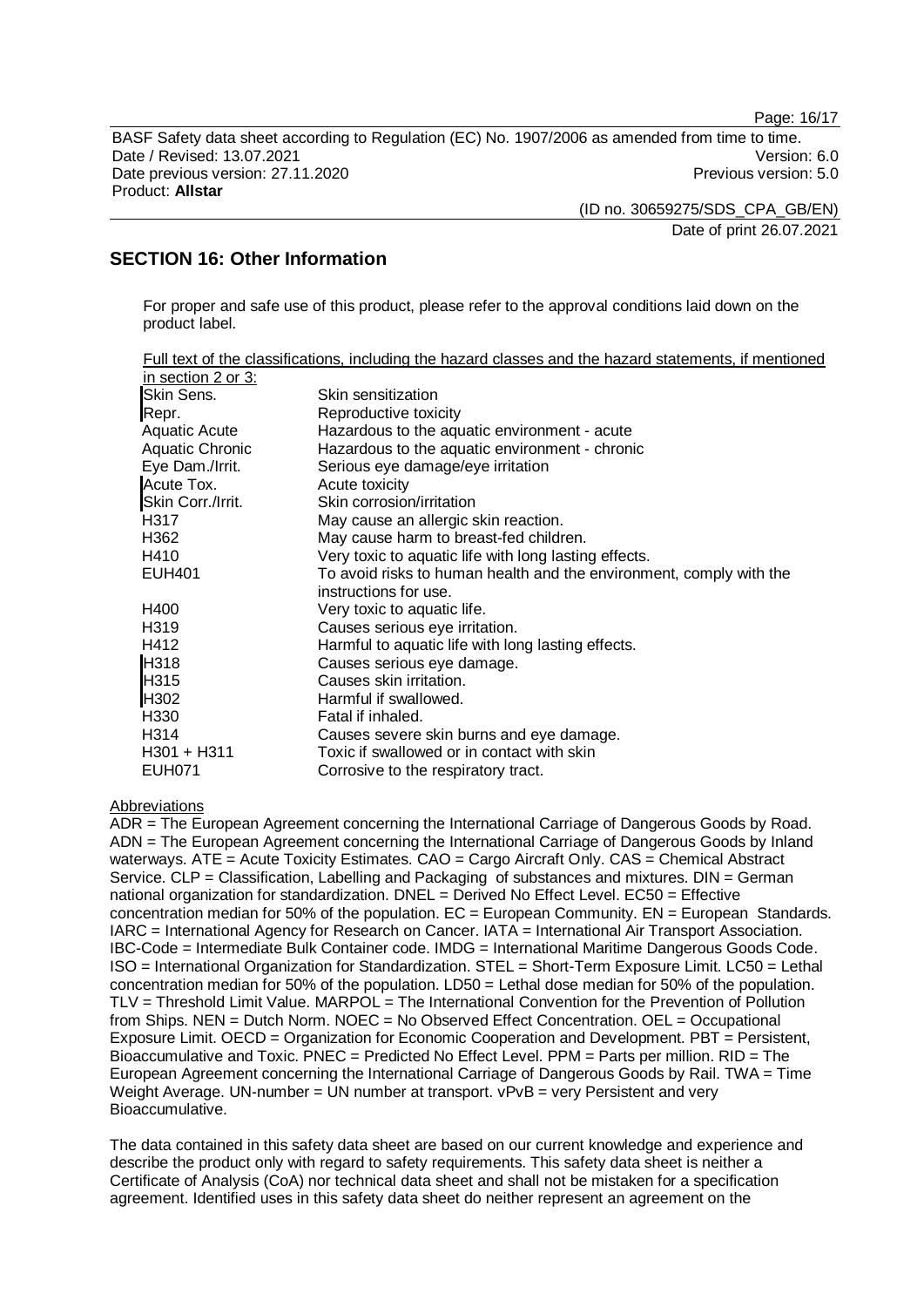## SECTION 16: Other Information

For proper and safe use of this product, please refer to the approval conditions laid down on the product label.

Full text of the classifications, including the hazard classes and the hazard statements, if mentioned in section 2 or 3:

| | |
|---|---|
| Skin Sens. | Skin sensitization |
| Repr. | Reproductive toxicity |
| Aquatic Acute | Hazardous to the aquatic environment - acute |
| Aquatic Chronic | Hazardous to the aquatic environment - chronic |
| Eye Dam./Irrit. | Serious eye damage/eye irritation |
| Acute Tox. | Acute toxicity |
| Skin Corr./Irrit. | Skin corrosion/irritation |
| H317 | May cause an allergic skin reaction. |
| H362 | May cause harm to breast-fed children. |
| H410 | Very toxic to aquatic life with long lasting effects. |
| EUH401 | To avoid risks to human health and the environment, comply with the instructions for use. |
| H400 | Very toxic to aquatic life. |
| H319 | Causes serious eye irritation. |
| H412 | Harmful to aquatic life with long lasting effects. |
| H318 | Causes serious eye damage. |
| H315 | Causes skin irritation. |
| H302 | Harmful if swallowed. |
| H330 | Fatal if inhaled. |
| H314 | Causes severe skin burns and eye damage. |
| H301 + H311 | Toxic if swallowed or in contact with skin |
| EUH071 | Corrosive to the respiratory tract. |

Abbreviations

ADR = The European Agreement concerning the International Carriage of Dangerous Goods by Road. ADN = The European Agreement concerning the International Carriage of Dangerous Goods by Inland waterways. ATE = Acute Toxicity Estimates. CAO = Cargo Aircraft Only. CAS = Chemical Abstract Service. CLP = Classification, Labelling and Packaging of substances and mixtures. DIN = German national organization for standardization. DNEL = Derived No Effect Level. EC50 = Effective concentration median for 50% of the population. EC = European Community. EN = European Standards. IARC = International Agency for Research on Cancer. IATA = International Air Transport Association. IBC-Code = Intermediate Bulk Container code. IMDG = International Maritime Dangerous Goods Code. ISO = International Organization for Standardization. STEL = Short-Term Exposure Limit. LC50 = Lethal concentration median for 50% of the population. LD50 = Lethal dose median for 50% of the population. TLV = Threshold Limit Value. MARPOL = The International Convention for the Prevention of Pollution from Ships. NEN = Dutch Norm. NOEC = No Observed Effect Concentration. OEL = Occupational Exposure Limit. OECD = Organization for Economic Cooperation and Development. PBT = Persistent, Bioaccumulative and Toxic. PNEC = Predicted No Effect Level. PPM = Parts per million. RID = The European Agreement concerning the International Carriage of Dangerous Goods by Rail. TWA = Time Weight Average. UN-number = UN number at transport. vPvB = very Persistent and very Bioaccumulative.

The data contained in this safety data sheet are based on our current knowledge and experience and describe the product only with regard to safety requirements. This safety data sheet is neither a Certificate of Analysis (CoA) nor technical data sheet and shall not be mistaken for a specification agreement. Identified uses in this safety data sheet do neither represent an agreement on the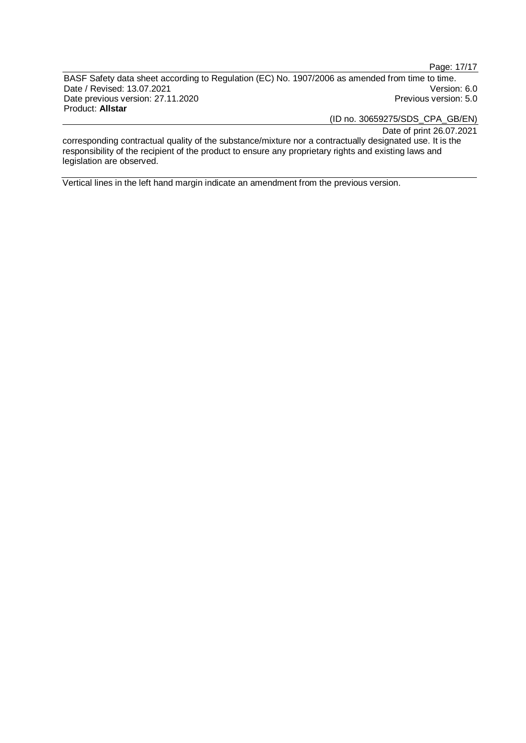corresponding contractual quality of the substance/mixture nor a contractually designated use. It is the responsibility of the recipient of the product to ensure any proprietary rights and existing laws and legislation are observed.

---

Vertical lines in the left hand margin indicate an amendment from the previous version.